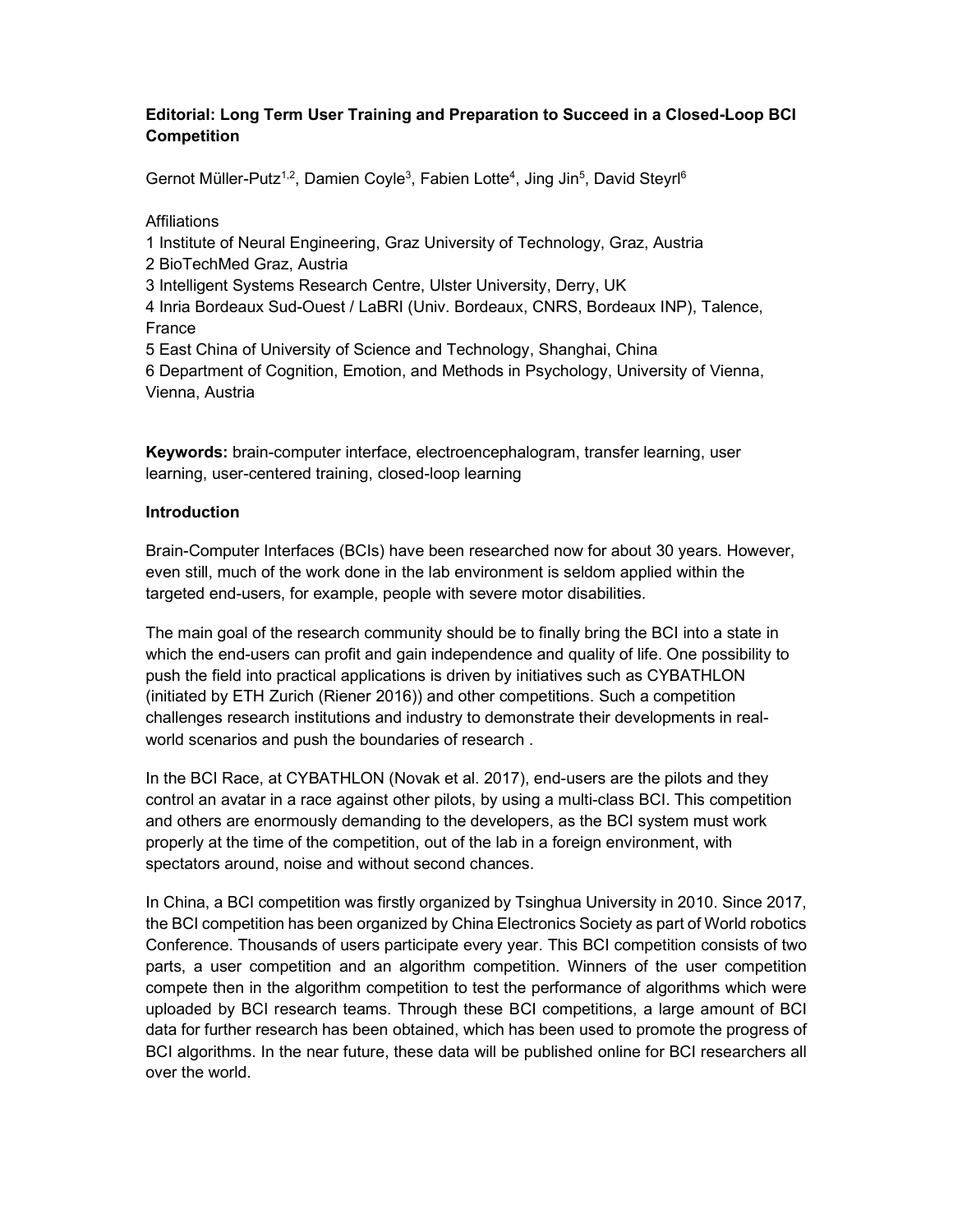**Editorial: Long Term User Training and Preparation to Succeed in a Closed-Loop BCI Competition**

Gernot Müller-Putz[1,2], Damien Coyle[3], Fabien Lotte[4], Jing Jin[5], David Steyrl[6]

Affiliations

1 Institute of Neural Engineering, Graz University of Technology, Graz, Austria
2 BioTechMed Graz, Austria
3 Intelligent Systems Research Centre, Ulster University, Derry, UK
4 Inria Bordeaux Sud-Ouest / LaBRI (Univ. Bordeaux, CNRS, Bordeaux INP), Talence, France
5 East China of University of Science and Technology, Shanghai, China
6 Department of Cognition, Emotion, and Methods in Psychology, University of Vienna, Vienna, Austria

**Keywords:** brain-computer interface, electroencephalogram, transfer learning, user learning, user-centered training, closed-loop learning

## Introduction

Brain-Computer Interfaces (BCIs) have been researched now for about 30 years. However, even still, much of the work done in the lab environment is seldom applied within the targeted end-users, for example, people with severe motor disabilities.

The main goal of the research community should be to finally bring the BCI into a state in which the end-users can profit and gain independence and quality of life. One possibility to push the field into practical applications is driven by initiatives such as CYBATHLON (initiated by ETH Zurich (Riener 2016)) and other competitions. Such a competition challenges research institutions and industry to demonstrate their developments in real-world scenarios and push the boundaries of research .

In the BCI Race, at CYBATHLON (Novak et al. 2017), end-users are the pilots and they control an avatar in a race against other pilots, by using a multi-class BCI. This competition and others are enormously demanding to the developers, as the BCI system must work properly at the time of the competition, out of the lab in a foreign environment, with spectators around, noise and without second chances.

In China, a BCI competition was firstly organized by Tsinghua University in 2010. Since 2017, the BCI competition has been organized by China Electronics Society as part of World robotics Conference. Thousands of users participate every year. This BCI competition consists of two parts, a user competition and an algorithm competition. Winners of the user competition compete then in the algorithm competition to test the performance of algorithms which were uploaded by BCI research teams. Through these BCI competitions, a large amount of BCI data for further research has been obtained, which has been used to promote the progress of BCI algorithms. In the near future, these data will be published online for BCI researchers all over the world.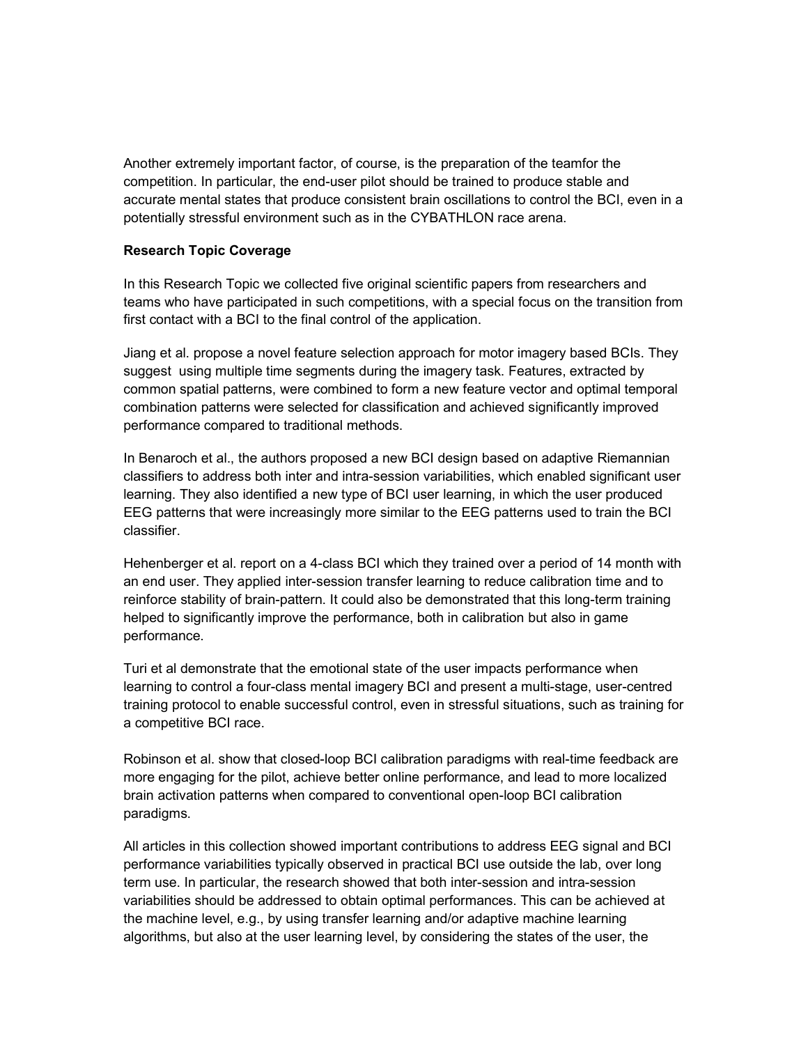Another extremely important factor, of course, is the preparation of the teamfor the competition. In particular, the end-user pilot should be trained to produce stable and accurate mental states that produce consistent brain oscillations to control the BCI, even in a potentially stressful environment such as in the CYBATHLON race arena.

**Research Topic Coverage**

In this Research Topic we collected five original scientific papers from researchers and teams who have participated in such competitions, with a special focus on the transition from first contact with a BCI to the final control of the application.

Jiang et al. propose a novel feature selection approach for motor imagery based BCIs. They suggest using multiple time segments during the imagery task. Features, extracted by common spatial patterns, were combined to form a new feature vector and optimal temporal combination patterns were selected for classification and achieved significantly improved performance compared to traditional methods.

In Benaroch et al., the authors proposed a new BCI design based on adaptive Riemannian classifiers to address both inter and intra-session variabilities, which enabled significant user learning. They also identified a new type of BCI user learning, in which the user produced EEG patterns that were increasingly more similar to the EEG patterns used to train the BCI classifier.

Hehenberger et al. report on a 4-class BCI which they trained over a period of 14 month with an end user. They applied inter-session transfer learning to reduce calibration time and to reinforce stability of brain-pattern. It could also be demonstrated that this long-term training helped to significantly improve the performance, both in calibration but also in game performance.

Turi et al demonstrate that the emotional state of the user impacts performance when learning to control a four-class mental imagery BCI and present a multi-stage, user-centred training protocol to enable successful control, even in stressful situations, such as training for a competitive BCI race.

Robinson et al. show that closed-loop BCI calibration paradigms with real-time feedback are more engaging for the pilot, achieve better online performance, and lead to more localized brain activation patterns when compared to conventional open-loop BCI calibration paradigms.

All articles in this collection showed important contributions to address EEG signal and BCI performance variabilities typically observed in practical BCI use outside the lab, over long term use. In particular, the research showed that both inter-session and intra-session variabilities should be addressed to obtain optimal performances. This can be achieved at the machine level, e.g., by using transfer learning and/or adaptive machine learning algorithms, but also at the user learning level, by considering the states of the user, the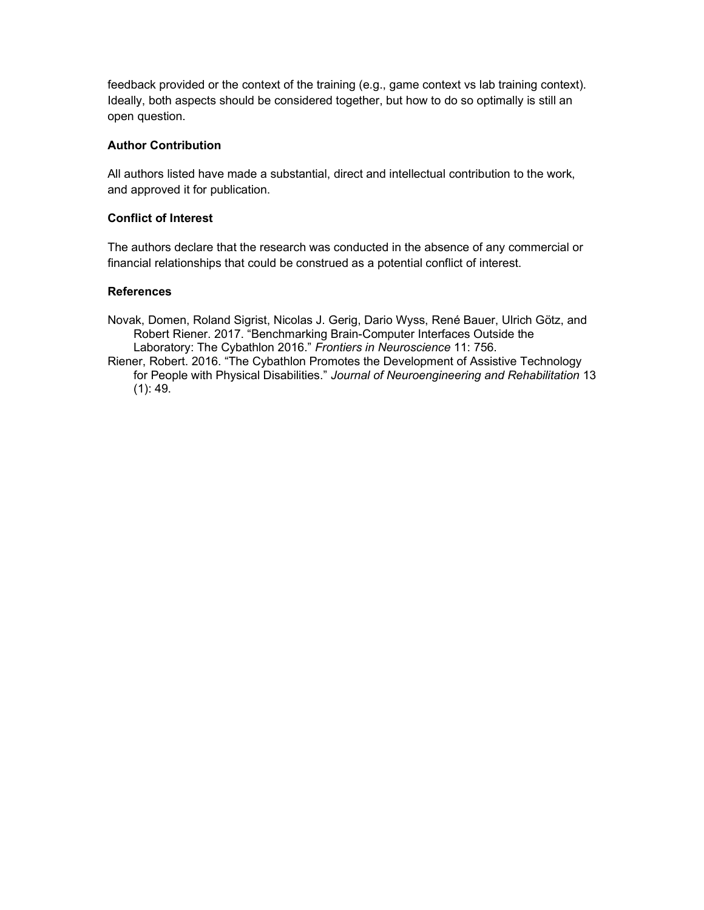feedback provided or the context of the training (e.g., game context vs lab training context). Ideally, both aspects should be considered together, but how to do so optimally is still an open question.

### Author Contribution

All authors listed have made a substantial, direct and intellectual contribution to the work, and approved it for publication.

### Conflict of Interest

The authors declare that the research was conducted in the absence of any commercial or financial relationships that could be construed as a potential conflict of interest.

### References

Novak, Domen, Roland Sigrist, Nicolas J. Gerig, Dario Wyss, René Bauer, Ulrich Götz, and Robert Riener. 2017. “Benchmarking Brain-Computer Interfaces Outside the Laboratory: The Cybathlon 2016.” *Frontiers in Neuroscience* 11: 756.

Riener, Robert. 2016. “The Cybathlon Promotes the Development of Assistive Technology for People with Physical Disabilities.” *Journal of Neuroengineering and Rehabilitation* 13 (1): 49.